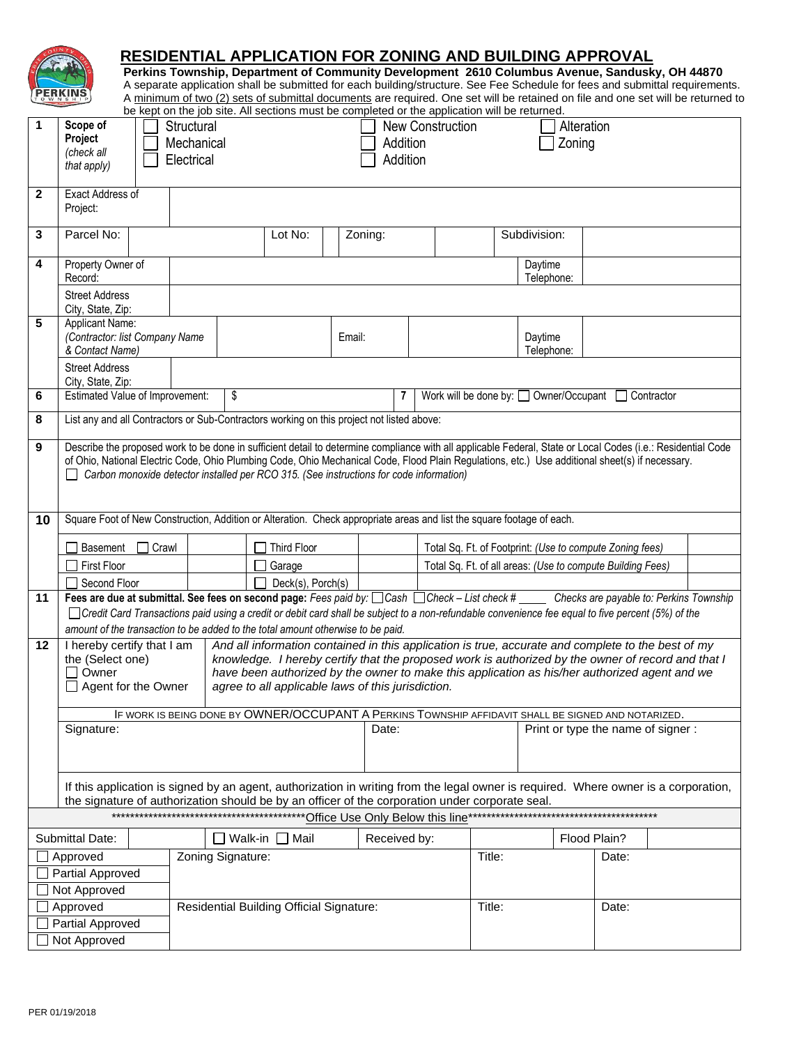# RESIDENTIAL APPLICATION FOR ZONING AND BUILDING APPROVAL

**Perkins Township, Department of Community Development 2610 Columbus Avenue, Sandusky, OH 44870**

A separate application shall be submitted for each building/structure. See Fee Schedule for fees and submittal requirements. A minimum of two (2) sets of submittal documents are required. One set will be retained on file and one set will be returned to be kept on the job site. All sections must be completed or the application will be returned.

| | | | | | | | | |
|---|---|---|---|---|---|---|---|---|
| **1** | **Scope of Project** *(check all that apply)* | ☐ Structural ☐ Mechanical ☐ Electrical | | ☐ New Construction ☐ Addition ☐ Addition | | ☐ Alteration ☐ Zoning | | |
| **2** | Exact Address of Project: | | | | | | | |
| **3** | Parcel No: | | Lot No: | | Zoning: | | Subdivision: | |
| **4** | Property Owner of Record: | | | | | | Daytime Telephone: | |
| | Street Address City, State, Zip: | | | | | | | |
| **5** | Applicant Name: *(Contractor: list Company Name & Contact Name)* | | Email: | | | | Daytime Telephone: | |
| | Street Address City, State, Zip: | | | | | | | |
| **6** | Estimated Value of Improvement: | $ | | **7** | Work will be done by: ☐ Owner/Occupant ☐ Contractor | | | |
| **8** | List any and all Contractors or Sub-Contractors working on this project not listed above: | | | | | | | |
| **9** | Describe the proposed work to be done in sufficient detail to determine compliance with all applicable Federal, State or Local Codes (i.e.: Residential Code of Ohio, National Electric Code, Ohio Plumbing Code, Ohio Mechanical Code, Flood Plain Regulations, etc.) Use additional sheet(s) if necessary. ☐ *Carbon monoxide detector installed per RCO 315. (See instructions for code information)* | | | | | | | |
| **10** | Square Foot of New Construction, Addition or Alteration. Check appropriate areas and list the square footage of each. | | | | | | | |
| | ☐ Basement ☐ Crawl | | ☐ Third Floor | | Total Sq. Ft. of Footprint: *(Use to compute Zoning fees)* | | | |
| | ☐ First Floor | | ☐ Garage | | Total Sq. Ft. of all areas: *(Use to compute Building Fees)* | | | |
| | ☐ Second Floor | | ☐ Deck(s), Porch(s) | | | | | |
| **11** | **Fees are due at submittal. See fees on second page:** *Fees paid by:* ☐ *Cash* ☐ *Check – List check # ____* *Checks are payable to: Perkins Township* ☐ *Credit Card Transactions paid using a credit or debit card shall be subject to a non-refundable convenience fee equal to five percent (5%) of the amount of the transaction to be added to the total amount otherwise to be paid.* | | | | | | | |
| **12** | I hereby certify that I am the (Select one) ☐ Owner ☐ Agent for the Owner | *And all information contained in this application is true, accurate and complete to the best of my knowledge. I hereby certify that the proposed work is authorized by the owner of record and that I have been authorized by the owner to make this application as his/her authorized agent and we agree to all applicable laws of this jurisdiction.* | | | | | | |
| | IF WORK IS BEING DONE BY OWNER/OCCUPANT A PERKINS TOWNSHIP AFFIDAVIT SHALL BE SIGNED AND NOTARIZED. | | | | | | | |
| | Signature: | | | Date: | | Print or type the name of signer : | | |
| | If this application is signed by an agent, authorization in writing from the legal owner is required. Where owner is a corporation, the signature of authorization should be by an officer of the corporation under corporate seal. | | | | | | | |

*******************************************Office Use Only Below this line******************************************

| | | | | | | |
|---|---|---|---|---|---|---|
| Submittal Date: | | ☐ Walk-in ☐ Mail | Received by: | | Flood Plain? | |
| ☐ Approved ☐ Partial Approved ☐ Not Approved | Zoning Signature: | | | Title: | | Date: |
| ☐ Approved ☐ Partial Approved ☐ Not Approved | Residential Building Official Signature: | | | Title: | | Date: |

PER 01/19/2018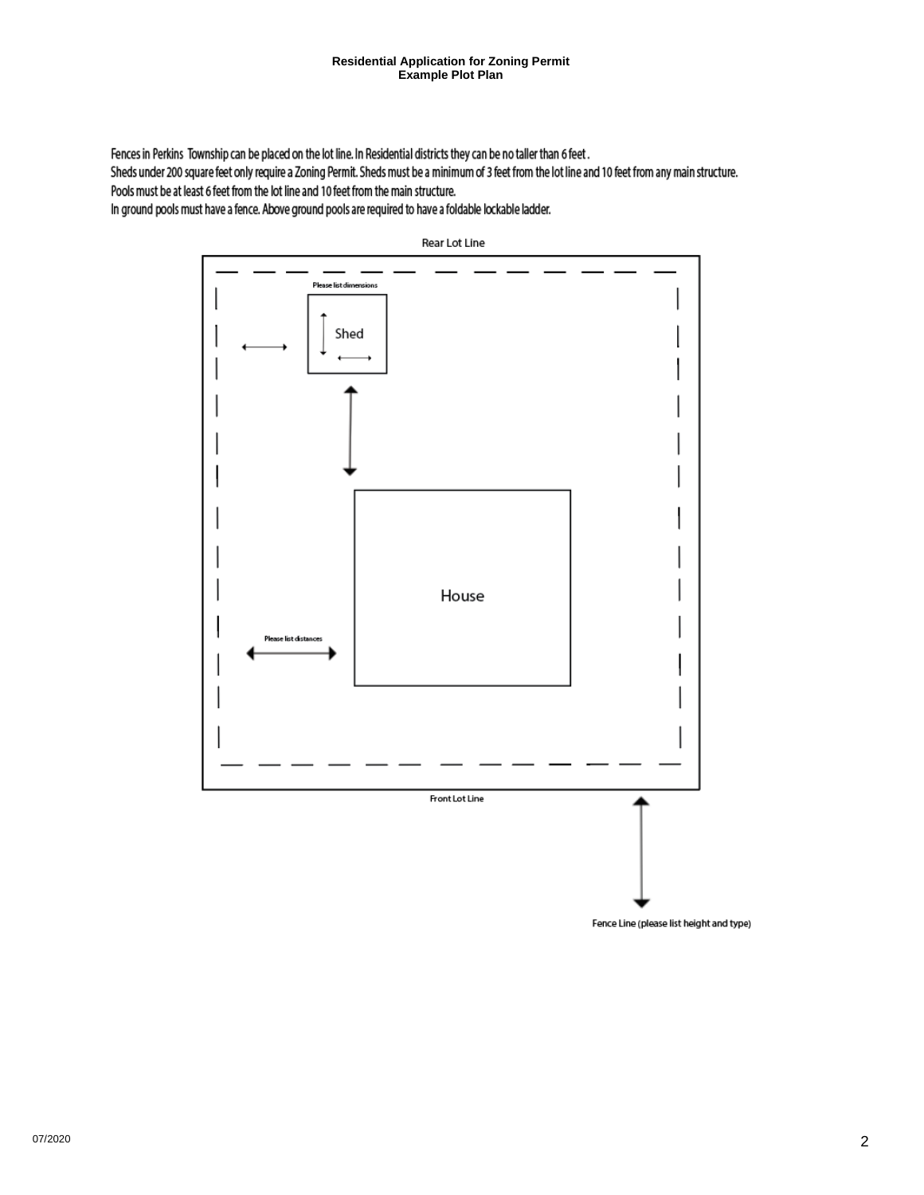**Residential Application for Zoning Permit**
**Example Plot Plan**

Fences in Perkins Township can be placed on the lot line. In Residential districts they can be no taller than 6 feet .
Sheds under 200 square feet only require a Zoning Permit. Sheds must be a minimum of 3 feet from the lot line and 10 feet from any main structure.
Pools must be at least 6 feet from the lot line and 10 feet from the main structure.
In ground pools must have a fence. Above ground pools are required to have a foldable lockable ladder.

Rear Lot Line

Please list dimensions

Shed

House

Please list distances

Front Lot Line

Fence Line (please list height and type)

07/2020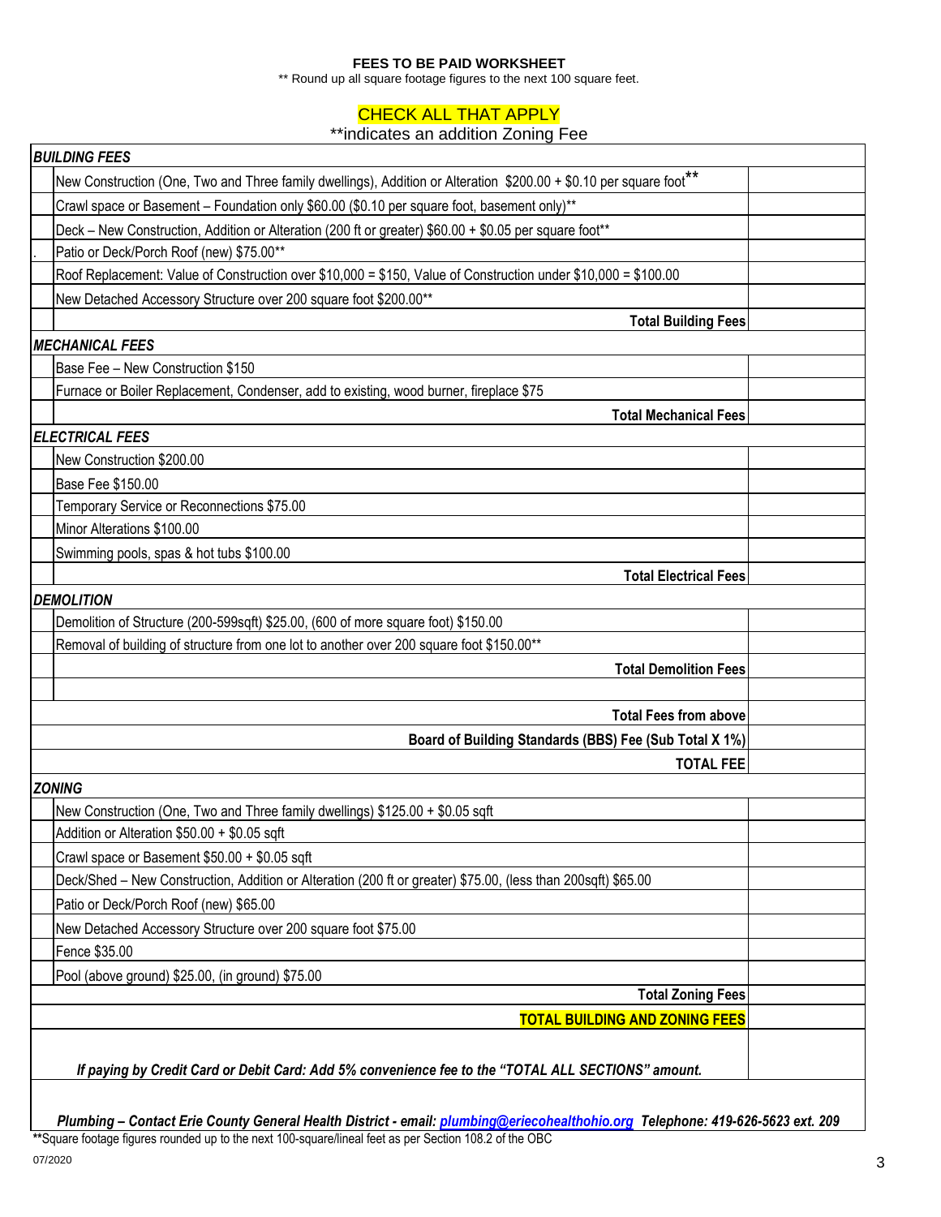**FEES TO BE PAID WORKSHEET**

** Round up all square footage figures to the next 100 square feet.

CHECK ALL THAT APPLY

**indicates an addition Zoning Fee

| | | |
|---|---|---|
| ***BUILDING FEES*** | | |
| | New Construction (One, Two and Three family dwellings), Addition or Alteration $200.00 + $0.10 per square foot** | |
| | Crawl space or Basement – Foundation only $60.00 ($0.10 per square foot, basement only)** | |
| | Deck – New Construction, Addition or Alteration (200 ft or greater) $60.00 + $0.05 per square foot** | |
| . | Patio or Deck/Porch Roof (new) $75.00** | |
| | Roof Replacement: Value of Construction over $10,000 = $150, Value of Construction under $10,000 = $100.00 | |
| | New Detached Accessory Structure over 200 square foot $200.00** | |
| | **Total Building Fees** | |
| ***MECHANICAL FEES*** | | |
| | Base Fee – New Construction $150 | |
| | Furnace or Boiler Replacement, Condenser, add to existing, wood burner, fireplace $75 | |
| | **Total Mechanical Fees** | |
| ***ELECTRICAL FEES*** | | |
| | New Construction $200.00 | |
| | Base Fee $150.00 | |
| | Temporary Service or Reconnections $75.00 | |
| | Minor Alterations $100.00 | |
| | Swimming pools, spas & hot tubs $100.00 | |
| | **Total Electrical Fees** | |
| ***DEMOLITION*** | | |
| | Demolition of Structure (200-599sqft) $25.00, (600 of more square foot) $150.00 | |
| | Removal of building of structure from one lot to another over 200 square foot $150.00** | |
| | **Total Demolition Fees** | |
| | | |
| | **Total Fees from above** | |
| | **Board of Building Standards (BBS) Fee (Sub Total X 1%)** | |
| | **TOTAL FEE** | |
| ***ZONING*** | | |
| | New Construction (One, Two and Three family dwellings) $125.00 + $0.05 sqft | |
| | Addition or Alteration $50.00 + $0.05 sqft | |
| | Crawl space or Basement $50.00 + $0.05 sqft | |
| | Deck/Shed – New Construction, Addition or Alteration (200 ft or greater) $75.00, (less than 200sqft) $65.00 | |
| | Patio or Deck/Porch Roof (new) $65.00 | |
| | New Detached Accessory Structure over 200 square foot $75.00 | |
| | Fence $35.00 | |
| | Pool (above ground) $25.00, (in ground) $75.00 | |
| | **Total Zoning Fees** | |
| | **TOTAL BUILDING AND ZONING FEES** | |
| | ***If paying by Credit Card or Debit Card: Add 5% convenience fee to the "TOTAL ALL SECTIONS" amount.*** | |

***Plumbing – Contact Erie County General Health District - email: plumbing@eriecohealthohio.org Telephone: 419-626-5623 ext. 209***

**Square footage figures rounded up to the next 100-square/lineal feet as per Section 108.2 of the OBC

07/2020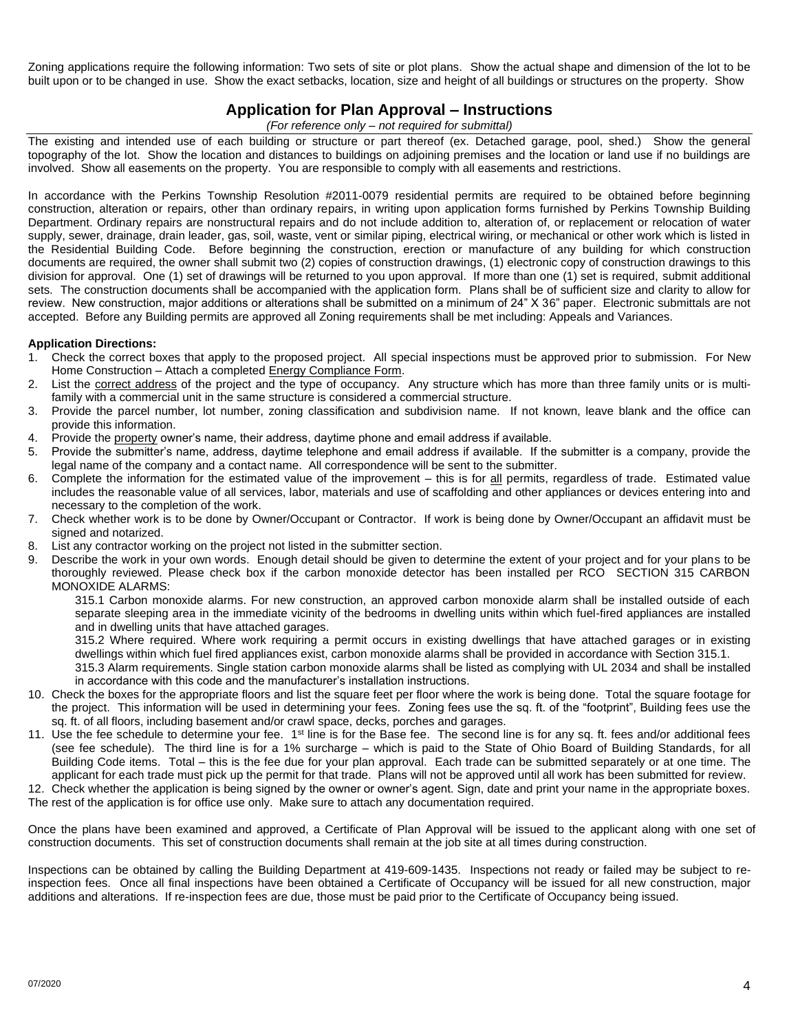Zoning applications require the following information: Two sets of site or plot plans. Show the actual shape and dimension of the lot to be built upon or to be changed in use. Show the exact setbacks, location, size and height of all buildings or structures on the property. Show

## Application for Plan Approval – Instructions

*(For reference only – not required for submittal)*

The existing and intended use of each building or structure or part thereof (ex. Detached garage, pool, shed.) Show the general topography of the lot. Show the location and distances to buildings on adjoining premises and the location or land use if no buildings are involved. Show all easements on the property. You are responsible to comply with all easements and restrictions.

In accordance with the Perkins Township Resolution #2011-0079 residential permits are required to be obtained before beginning construction, alteration or repairs, other than ordinary repairs, in writing upon application forms furnished by Perkins Township Building Department. Ordinary repairs are nonstructural repairs and do not include addition to, alteration of, or replacement or relocation of water supply, sewer, drainage, drain leader, gas, soil, waste, vent or similar piping, electrical wiring, or mechanical or other work which is listed in the Residential Building Code. Before beginning the construction, erection or manufacture of any building for which construction documents are required, the owner shall submit two (2) copies of construction drawings, (1) electronic copy of construction drawings to this division for approval. One (1) set of drawings will be returned to you upon approval. If more than one (1) set is required, submit additional sets. The construction documents shall be accompanied with the application form. Plans shall be of sufficient size and clarity to allow for review. New construction, major additions or alterations shall be submitted on a minimum of 24" X 36" paper. Electronic submittals are not accepted. Before any Building permits are approved all Zoning requirements shall be met including: Appeals and Variances.

**Application Directions:**

1. Check the correct boxes that apply to the proposed project. All special inspections must be approved prior to submission. For New Home Construction – Attach a completed Energy Compliance Form.
2. List the correct address of the project and the type of occupancy. Any structure which has more than three family units or is multi-family with a commercial unit in the same structure is considered a commercial structure.
3. Provide the parcel number, lot number, zoning classification and subdivision name. If not known, leave blank and the office can provide this information.
4. Provide the property owner's name, their address, daytime phone and email address if available.
5. Provide the submitter's name, address, daytime telephone and email address if available. If the submitter is a company, provide the legal name of the company and a contact name. All correspondence will be sent to the submitter.
6. Complete the information for the estimated value of the improvement – this is for all permits, regardless of trade. Estimated value includes the reasonable value of all services, labor, materials and use of scaffolding and other appliances or devices entering into and necessary to the completion of the work.
7. Check whether work is to be done by Owner/Occupant or Contractor. If work is being done by Owner/Occupant an affidavit must be signed and notarized.
8. List any contractor working on the project not listed in the submitter section.
9. Describe the work in your own words. Enough detail should be given to determine the extent of your project and for your plans to be thoroughly reviewed. Please check box if the carbon monoxide detector has been installed per RCO SECTION 315 CARBON MONOXIDE ALARMS:

   315.1 Carbon monoxide alarms. For new construction, an approved carbon monoxide alarm shall be installed outside of each separate sleeping area in the immediate vicinity of the bedrooms in dwelling units within which fuel-fired appliances are installed and in dwelling units that have attached garages.

   315.2 Where required. Where work requiring a permit occurs in existing dwellings that have attached garages or in existing dwellings within which fuel fired appliances exist, carbon monoxide alarms shall be provided in accordance with Section 315.1.

   315.3 Alarm requirements. Single station carbon monoxide alarms shall be listed as complying with UL 2034 and shall be installed in accordance with this code and the manufacturer's installation instructions.
10. Check the boxes for the appropriate floors and list the square feet per floor where the work is being done. Total the square footage for the project. This information will be used in determining your fees. Zoning fees use the sq. ft. of the "footprint", Building fees use the sq. ft. of all floors, including basement and/or crawl space, decks, porches and garages.
11. Use the fee schedule to determine your fee. 1st line is for the Base fee. The second line is for any sq. ft. fees and/or additional fees (see fee schedule). The third line is for a 1% surcharge – which is paid to the State of Ohio Board of Building Standards, for all Building Code items. Total – this is the fee due for your plan approval. Each trade can be submitted separately or at one time. The applicant for each trade must pick up the permit for that trade. Plans will not be approved until all work has been submitted for review.
12. Check whether the application is being signed by the owner or owner's agent. Sign, date and print your name in the appropriate boxes.

The rest of the application is for office use only. Make sure to attach any documentation required.

Once the plans have been examined and approved, a Certificate of Plan Approval will be issued to the applicant along with one set of construction documents. This set of construction documents shall remain at the job site at all times during construction.

Inspections can be obtained by calling the Building Department at 419-609-1435. Inspections not ready or failed may be subject to re-inspection fees. Once all final inspections have been obtained a Certificate of Occupancy will be issued for all new construction, major additions and alterations. If re-inspection fees are due, those must be paid prior to the Certificate of Occupancy being issued.

07/2020